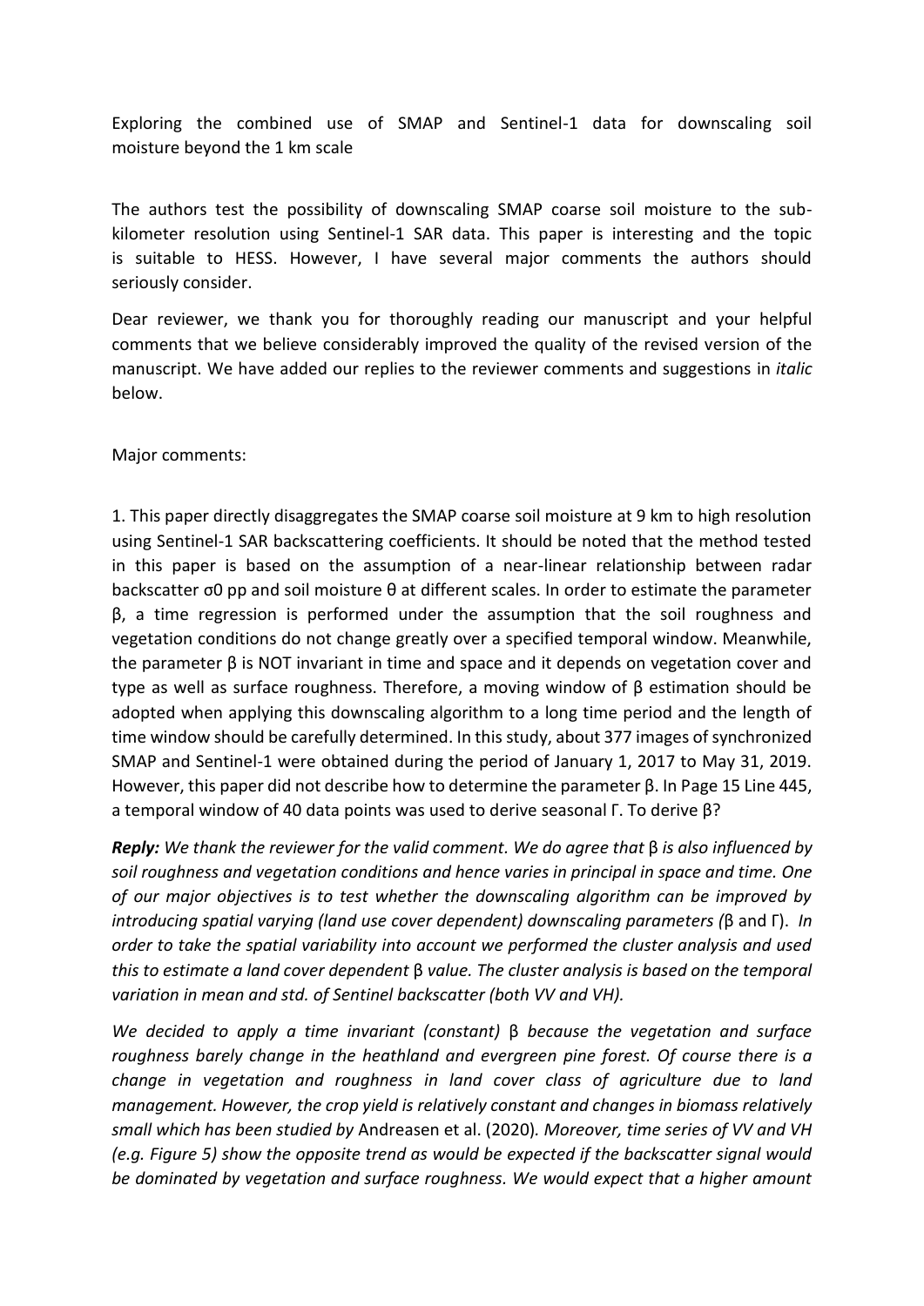Exploring the combined use of SMAP and Sentinel-1 data for downscaling soil moisture beyond the 1 km scale

The authors test the possibility of downscaling SMAP coarse soil moisture to the sub-kilometer resolution using Sentinel-1 SAR data. This paper is interesting and the topic is suitable to HESS. However, I have several major comments the authors should seriously consider.

Dear reviewer, we thank you for thoroughly reading our manuscript and your helpful comments that we believe considerably improved the quality of the revised version of the manuscript. We have added our replies to the reviewer comments and suggestions in *italic* below.

Major comments:

1. This paper directly disaggregates the SMAP coarse soil moisture at 9 km to high resolution using Sentinel-1 SAR backscattering coefficients. It should be noted that the method tested in this paper is based on the assumption of a near-linear relationship between radar backscatter $\sigma0$ pp and soil moisture $\theta$ at different scales. In order to estimate the parameter $\beta$, a time regression is performed under the assumption that the soil roughness and vegetation conditions do not change greatly over a specified temporal window. Meanwhile, the parameter $\beta$ is NOT invariant in time and space and it depends on vegetation cover and type as well as surface roughness. Therefore, a moving window of $\beta$ estimation should be adopted when applying this downscaling algorithm to a long time period and the length of time window should be carefully determined. In this study, about 377 images of synchronized SMAP and Sentinel-1 were obtained during the period of January 1, 2017 to May 31, 2019. However, this paper did not describe how to determine the parameter $\beta$. In Page 15 Line 445, a temporal window of 40 data points was used to derive seasonal $\Gamma$. To derive $\beta$?

***Reply:*** *We thank the reviewer for the valid comment. We do agree that* $\beta$ *is also influenced by soil roughness and vegetation conditions and hence varies in principal in space and time. One of our major objectives is to test whether the downscaling algorithm can be improved by introducing spatial varying (land use cover dependent) downscaling parameters (*$\beta$ and $\Gamma$). *In order to take the spatial variability into account we performed the cluster analysis and used this to estimate a land cover dependent* $\beta$ *value. The cluster analysis is based on the temporal variation in mean and std. of Sentinel backscatter (both VV and VH).*

*We decided to apply a time invariant (constant)* $\beta$ *because the vegetation and surface roughness barely change in the heathland and evergreen pine forest. Of course there is a change in vegetation and roughness in land cover class of agriculture due to land management. However, the crop yield is relatively constant and changes in biomass relatively small which has been studied by* Andreasen et al. (2020)*. Moreover, time series of VV and VH (e.g. Figure 5) show the opposite trend as would be expected if the backscatter signal would be dominated by vegetation and surface roughness. We would expect that a higher amount*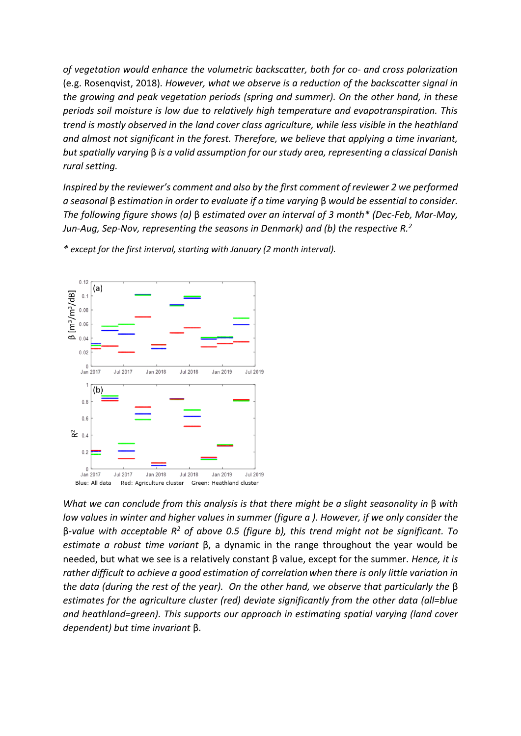*of vegetation would enhance the volumetric backscatter, both for co- and cross polarization* (e.g. Rosenqvist, 2018). *However, what we observe is a reduction of the backscatter signal in the growing and peak vegetation periods (spring and summer). On the other hand, in these periods soil moisture is low due to relatively high temperature and evapotranspiration. This trend is mostly observed in the land cover class agriculture, while less visible in the heathland and almost not significant in the forest. Therefore, we believe that applying a time invariant, but spatially varying β is a valid assumption for our study area, representing a classical Danish rural setting.*

*Inspired by the reviewer's comment and also by the first comment of reviewer 2 we performed a seasonal β estimation in order to evaluate if a time varying β would be essential to consider. The following figure shows (a) β estimated over an interval of 3 month\* (Dec-Feb, Mar-May, Jun-Aug, Sep-Nov, representing the seasons in Denmark) and (b) the respective* $R^2$

*\* except for the first interval, starting with January (2 month interval).*

Blue: All data  Red: Agriculture cluster  Green: Heathland cluster

*What we can conclude from this analysis is that there might be a slight seasonality in β with low values in winter and higher values in summer (figure a ). However, if we only consider the β-value with acceptable* $R^2$ *of above 0.5 (figure b), this trend might not be significant. To estimate a robust time variant β, a dynamic in the range throughout the year would be* needed, but what we see is a relatively constant β value, except for the summer. *Hence, it is rather difficult to achieve a good estimation of correlation when there is only little variation in the data (during the rest of the year). On the other hand, we observe that particularly the β estimates for the agriculture cluster (red) deviate significantly from the other data (all=blue and heathland=green). This supports our approach in estimating spatial varying (land cover dependent) but time invariant β.*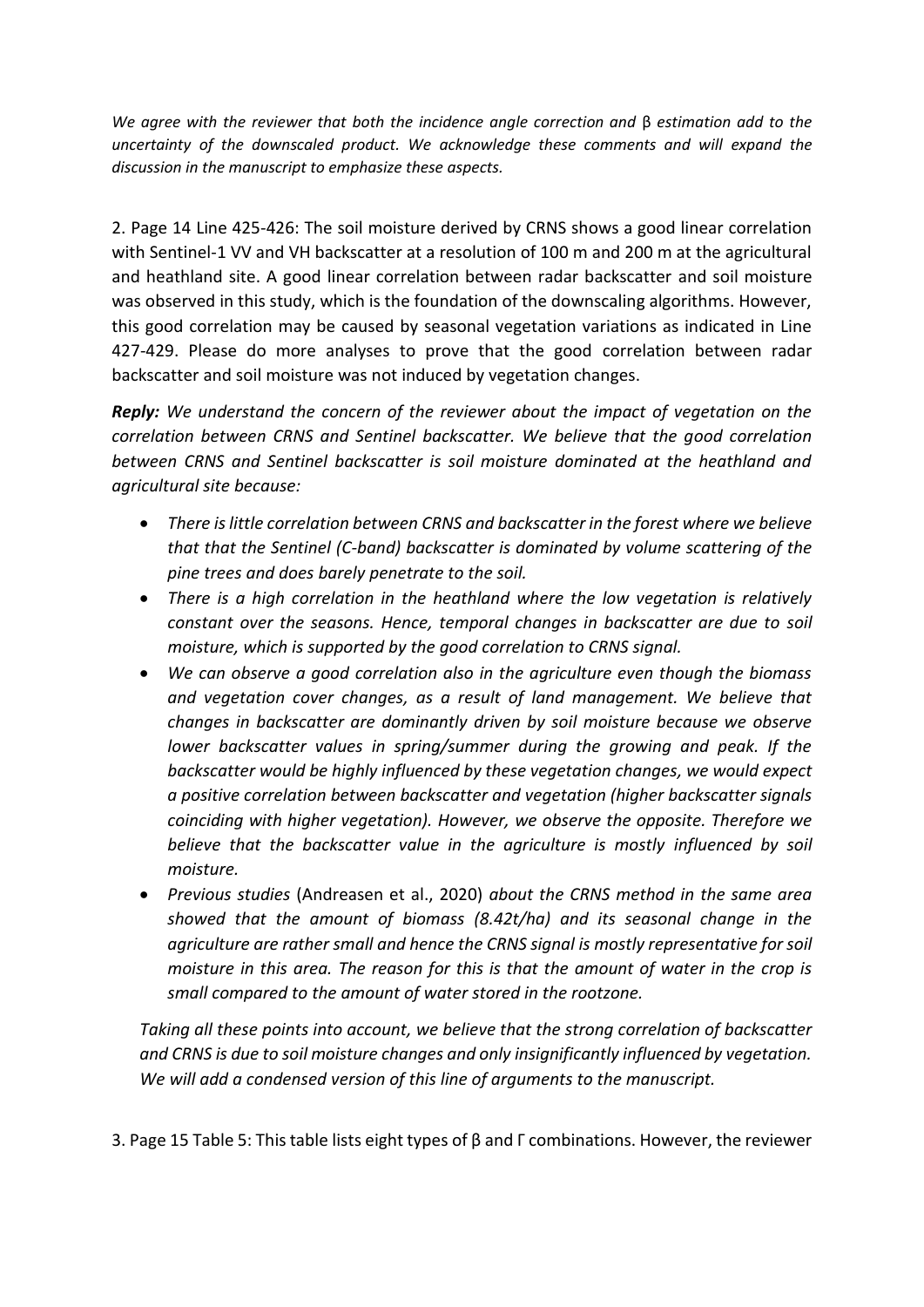*We agree with the reviewer that both the incidence angle correction and β estimation add to the uncertainty of the downscaled product. We acknowledge these comments and will expand the discussion in the manuscript to emphasize these aspects.*

2. Page 14 Line 425-426: The soil moisture derived by CRNS shows a good linear correlation with Sentinel-1 VV and VH backscatter at a resolution of 100 m and 200 m at the agricultural and heathland site. A good linear correlation between radar backscatter and soil moisture was observed in this study, which is the foundation of the downscaling algorithms. However, this good correlation may be caused by seasonal vegetation variations as indicated in Line 427-429. Please do more analyses to prove that the good correlation between radar backscatter and soil moisture was not induced by vegetation changes.

***Reply:*** *We understand the concern of the reviewer about the impact of vegetation on the correlation between CRNS and Sentinel backscatter. We believe that the good correlation between CRNS and Sentinel backscatter is soil moisture dominated at the heathland and agricultural site because:*

- *There is little correlation between CRNS and backscatter in the forest where we believe that that the Sentinel (C-band) backscatter is dominated by volume scattering of the pine trees and does barely penetrate to the soil.*
- *There is a high correlation in the heathland where the low vegetation is relatively constant over the seasons. Hence, temporal changes in backscatter are due to soil moisture, which is supported by the good correlation to CRNS signal.*
- *We can observe a good correlation also in the agriculture even though the biomass and vegetation cover changes, as a result of land management. We believe that changes in backscatter are dominantly driven by soil moisture because we observe lower backscatter values in spring/summer during the growing and peak. If the backscatter would be highly influenced by these vegetation changes, we would expect a positive correlation between backscatter and vegetation (higher backscatter signals coinciding with higher vegetation). However, we observe the opposite. Therefore we believe that the backscatter value in the agriculture is mostly influenced by soil moisture.*
- *Previous studies* (Andreasen et al., 2020) *about the CRNS method in the same area showed that the amount of biomass (8.42t/ha) and its seasonal change in the agriculture are rather small and hence the CRNS signal is mostly representative for soil moisture in this area. The reason for this is that the amount of water in the crop is small compared to the amount of water stored in the rootzone.*

*Taking all these points into account, we believe that the strong correlation of backscatter and CRNS is due to soil moisture changes and only insignificantly influenced by vegetation. We will add a condensed version of this line of arguments to the manuscript.*

3. Page 15 Table 5: This table lists eight types of β and Γ combinations. However, the reviewer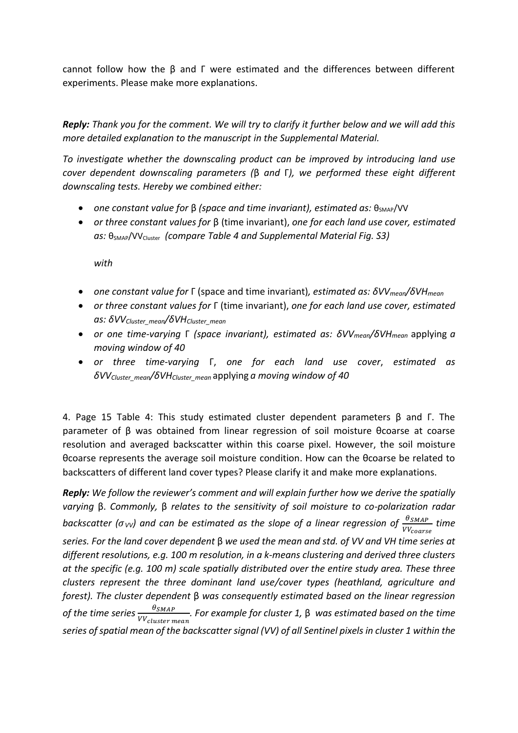cannot follow how the β and Γ were estimated and the differences between different experiments. Please make more explanations.

***Reply:*** *Thank you for the comment. We will try to clarify it further below and we will add this more detailed explanation to the manuscript in the Supplemental Material.*

*To investigate whether the downscaling product can be improved by introducing land use cover dependent downscaling parameters (*β *and* Γ*), we performed these eight different downscaling tests. Hereby we combined either:*

- *one constant value for* β *(space and time invariant), estimated as:* $\theta_{SMAP}/VV$
- *or three constant values for* β (time invariant), *one for each land use cover, estimated as:* $\theta_{SMAP}/VV_{Cluster}$ *(compare Table 4 and Supplemental Material Fig. S3)*

  *with*

- *one constant value for* Γ (space and time invariant)*, estimated as:* $\delta VV_{mean}/\delta VH_{mean}$
- *or three constant values for* Γ (time invariant), *one for each land use cover, estimated as:* $\delta VV_{Cluster\_mean}/\delta VH_{Cluster\_mean}$
- *or one time-varying* Γ *(space invariant), estimated as:* $\delta VV_{mean}/\delta VH_{mean}$ applying *a moving window of 40*
- *or three time-varying* Γ, *one for each land use cover*, *estimated as* $\delta VV_{Cluster\_mean}/\delta VH_{Cluster\_mean}$ applying *a moving window of 40*

4. Page 15 Table 4: This study estimated cluster dependent parameters β and Γ. The parameter of β was obtained from linear regression of soil moisture $\theta$coarse at coarse resolution and averaged backscatter within this coarse pixel. However, the soil moisture $\theta$coarse represents the average soil moisture condition. How can the $\theta$coarse be related to backscatters of different land cover types? Please clarify it and make more explanations.

***Reply:*** *We follow the reviewer's comment and will explain further how we derive the spatially varying* β. *Commonly,* β *relates to the sensitivity of soil moisture to co-polarization radar backscatter (*$\sigma_{VV}$*) and can be estimated as the slope of a linear regression of* $\frac{\theta_{SMAP}}{VV_{coarse}}$ *time series. For the land cover dependent* β *we used the mean and std. of VV and VH time series at different resolutions, e.g. 100 m resolution, in a k-means clustering and derived three clusters at the specific (e.g. 100 m) scale spatially distributed over the entire study area. These three clusters represent the three dominant land use/cover types (heathland, agriculture and forest). The cluster dependent* β *was consequently estimated based on the linear regression of the time series* $\frac{\theta_{SMAP}}{VV_{cluster\ mean}}$*. For example for cluster 1,* β *was estimated based on the time series of spatial mean of the backscatter signal (VV) of all Sentinel pixels in cluster 1 within the*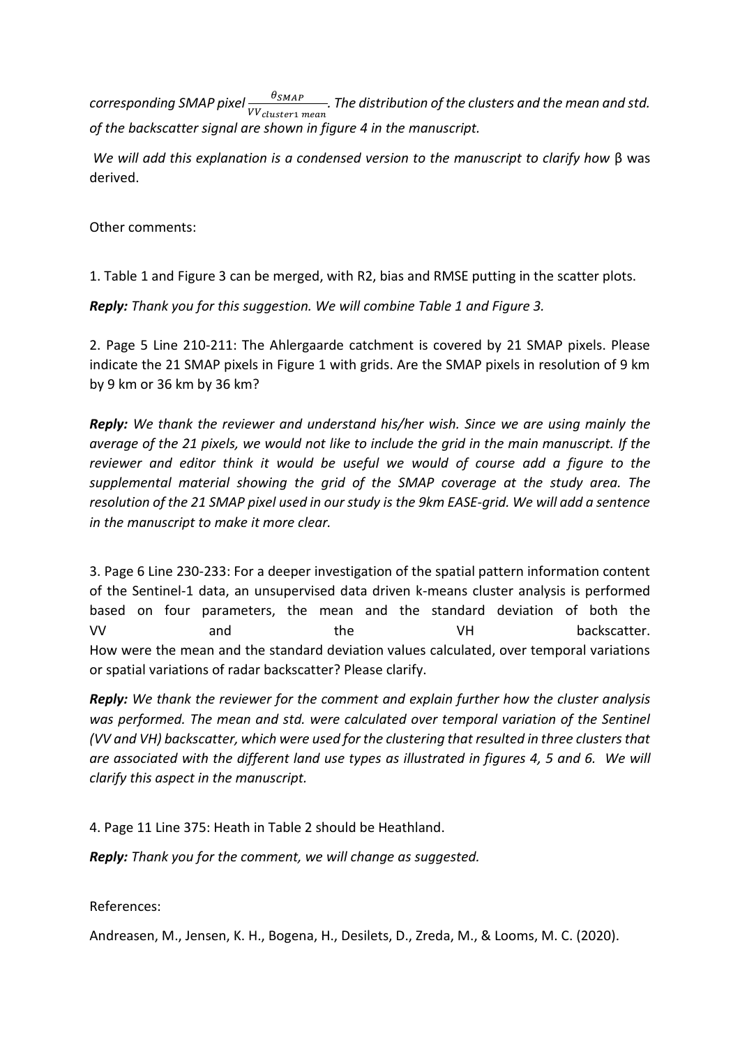*corresponding SMAP pixel $\frac{\theta_{SMAP}}{VV_{cluster1\ mean}}$. The distribution of the clusters and the mean and std. of the backscatter signal are shown in figure 4 in the manuscript.*

*We will add this explanation is a condensed version to the manuscript to clarify how* β was derived.

Other comments:

1. Table 1 and Figure 3 can be merged, with R2, bias and RMSE putting in the scatter plots.

***Reply:*** *Thank you for this suggestion. We will combine Table 1 and Figure 3.*

2. Page 5 Line 210-211: The Ahlergaarde catchment is covered by 21 SMAP pixels. Please indicate the 21 SMAP pixels in Figure 1 with grids. Are the SMAP pixels in resolution of 9 km by 9 km or 36 km by 36 km?

***Reply:*** *We thank the reviewer and understand his/her wish. Since we are using mainly the average of the 21 pixels, we would not like to include the grid in the main manuscript. If the reviewer and editor think it would be useful we would of course add a figure to the supplemental material showing the grid of the SMAP coverage at the study area. The resolution of the 21 SMAP pixel used in our study is the 9km EASE-grid. We will add a sentence in the manuscript to make it more clear.*

3. Page 6 Line 230-233: For a deeper investigation of the spatial pattern information content of the Sentinel-1 data, an unsupervised data driven k-means cluster analysis is performed based on four parameters, the mean and the standard deviation of both the VV and the VH backscatter.
How were the mean and the standard deviation values calculated, over temporal variations or spatial variations of radar backscatter? Please clarify.

***Reply:*** *We thank the reviewer for the comment and explain further how the cluster analysis was performed. The mean and std. were calculated over temporal variation of the Sentinel (VV and VH) backscatter, which were used for the clustering that resulted in three clusters that are associated with the different land use types as illustrated in figures 4, 5 and 6. We will clarify this aspect in the manuscript.*

4. Page 11 Line 375: Heath in Table 2 should be Heathland.

***Reply:*** *Thank you for the comment, we will change as suggested.*

References:

Andreasen, M., Jensen, K. H., Bogena, H., Desilets, D., Zreda, M., & Looms, M. C. (2020).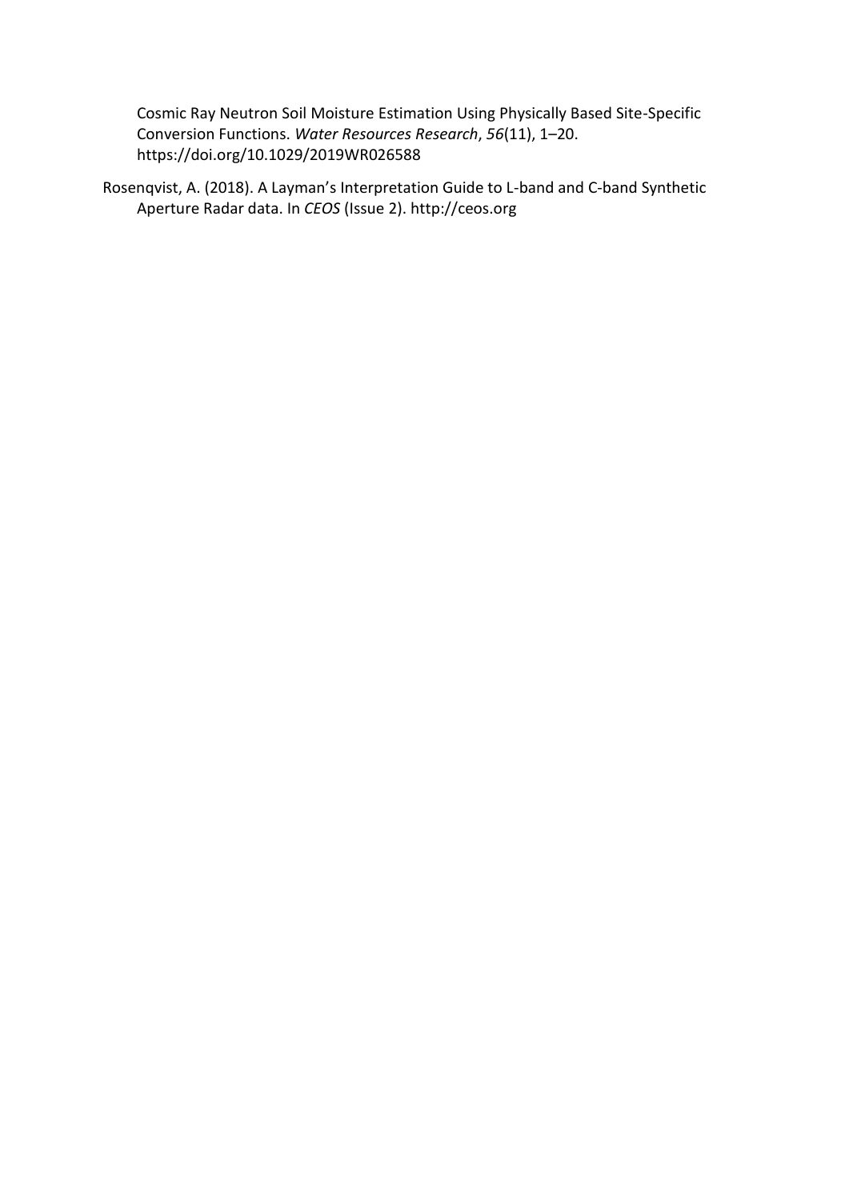Cosmic Ray Neutron Soil Moisture Estimation Using Physically Based Site-Specific Conversion Functions. *Water Resources Research*, *56*(11), 1–20. https://doi.org/10.1029/2019WR026588

Rosenqvist, A. (2018). A Layman's Interpretation Guide to L-band and C-band Synthetic Aperture Radar data. In *CEOS* (Issue 2). http://ceos.org